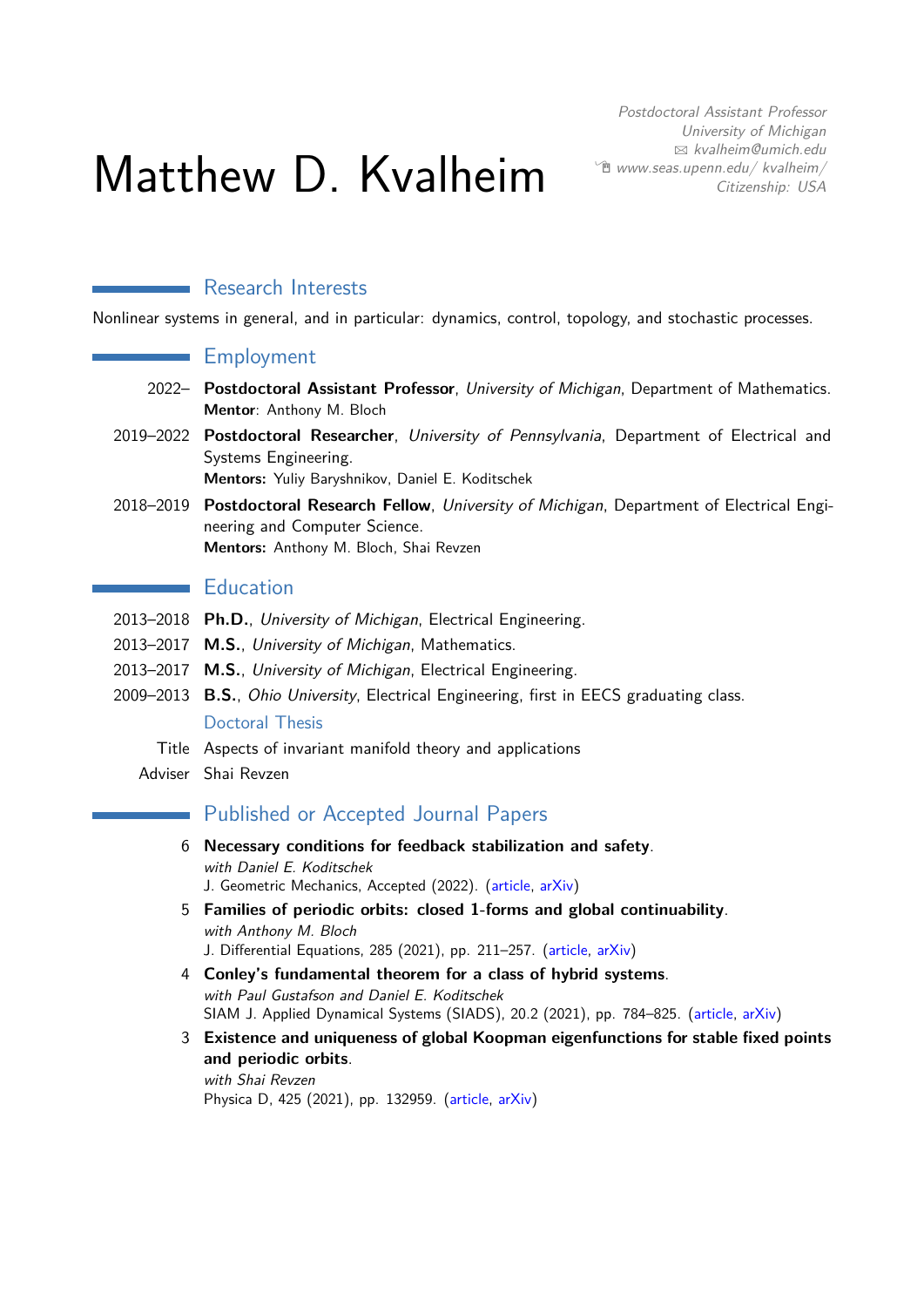# Matthew D. Kvalheim

*Postdoctoral Assistant Professor*
*University of Michigan*
✉ *kvalheim@umich.edu*
*www.seas.upenn.edu/ kvalheim/*
*Citizenship: USA*

## Research Interests

Nonlinear systems in general, and in particular: dynamics, control, topology, and stochastic processes.

## Employment

2022– **Postdoctoral Assistant Professor**, *University of Michigan*, Department of Mathematics.
**Mentor**: Anthony M. Bloch

2019–2022 **Postdoctoral Researcher**, *University of Pennsylvania*, Department of Electrical and Systems Engineering.
**Mentors:** Yuliy Baryshnikov, Daniel E. Koditschek

2018–2019 **Postdoctoral Research Fellow**, *University of Michigan*, Department of Electrical Engineering and Computer Science.
**Mentors:** Anthony M. Bloch, Shai Revzen

## Education

2013–2018 **Ph.D.**, *University of Michigan*, Electrical Engineering.

2013–2017 **M.S.**, *University of Michigan*, Mathematics.

2013–2017 **M.S.**, *University of Michigan*, Electrical Engineering.

2009–2013 **B.S.**, *Ohio University*, Electrical Engineering, first in EECS graduating class.

### Doctoral Thesis

Title: Aspects of invariant manifold theory and applications

Adviser: Shai Revzen

## Published or Accepted Journal Papers

6 **Necessary conditions for feedback stabilization and safety**.
*with Daniel E. Koditschek*
J. Geometric Mechanics, Accepted (2022). (article, arXiv)

5 **Families of periodic orbits: closed 1-forms and global continuability**.
*with Anthony M. Bloch*
J. Differential Equations, 285 (2021), pp. 211–257. (article, arXiv)

4 **Conley's fundamental theorem for a class of hybrid systems**.
*with Paul Gustafson and Daniel E. Koditschek*
SIAM J. Applied Dynamical Systems (SIADS), 20.2 (2021), pp. 784–825. (article, arXiv)

3 **Existence and uniqueness of global Koopman eigenfunctions for stable fixed points and periodic orbits**.
*with Shai Revzen*
Physica D, 425 (2021), pp. 132959. (article, arXiv)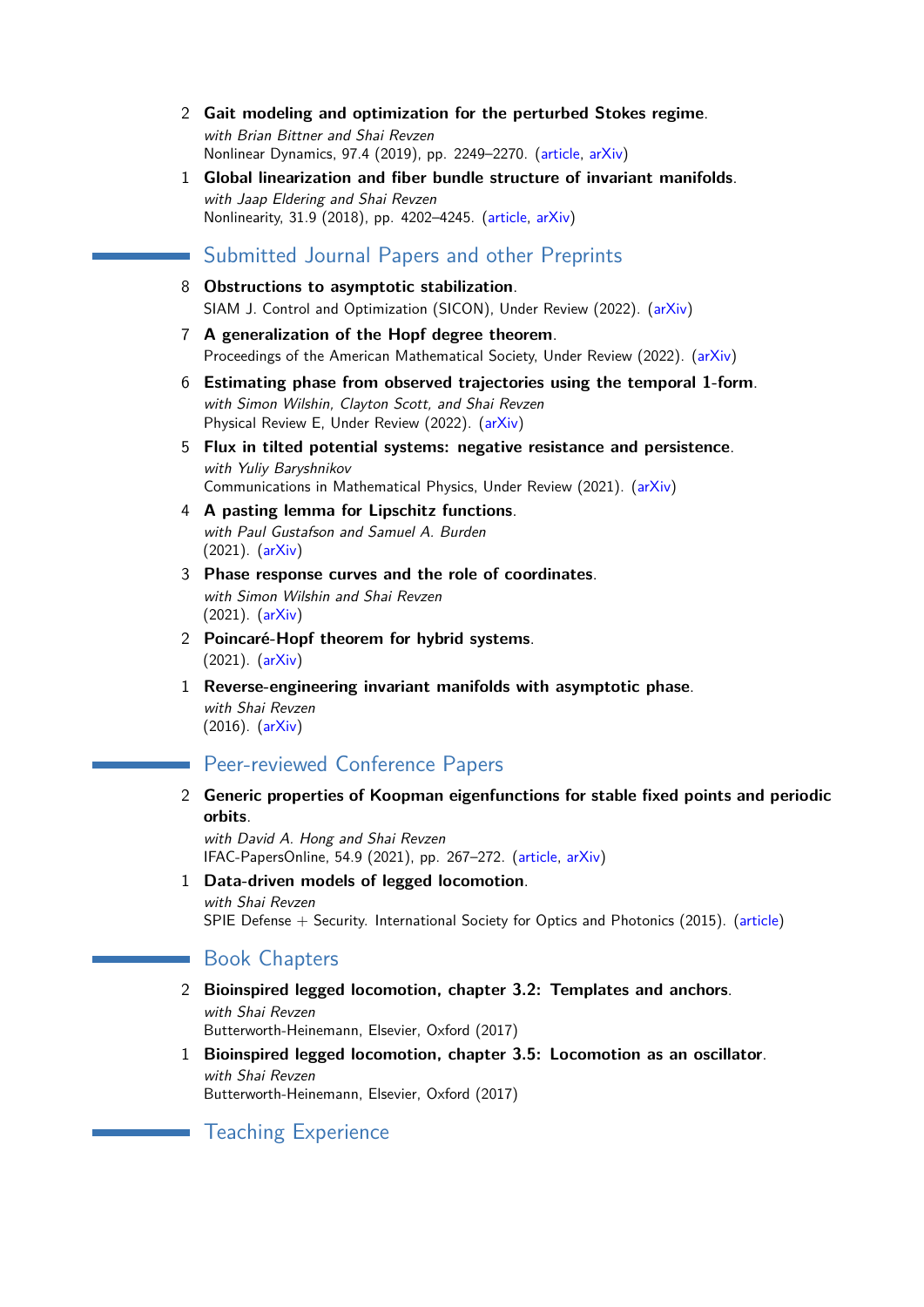2 **Gait modeling and optimization for the perturbed Stokes regime**.
*with Brian Bittner and Shai Revzen*
Nonlinear Dynamics, 97.4 (2019), pp. 2249–2270. (article, arXiv)

1 **Global linearization and fiber bundle structure of invariant manifolds**.
*with Jaap Eldering and Shai Revzen*
Nonlinearity, 31.9 (2018), pp. 4202–4245. (article, arXiv)

## Submitted Journal Papers and other Preprints

8 **Obstructions to asymptotic stabilization**.
SIAM J. Control and Optimization (SICON), Under Review (2022). (arXiv)

7 **A generalization of the Hopf degree theorem**.
Proceedings of the American Mathematical Society, Under Review (2022). (arXiv)

6 **Estimating phase from observed trajectories using the temporal 1-form**.
*with Simon Wilshin, Clayton Scott, and Shai Revzen*
Physical Review E, Under Review (2022). (arXiv)

5 **Flux in tilted potential systems: negative resistance and persistence**.
*with Yuliy Baryshnikov*
Communications in Mathematical Physics, Under Review (2021). (arXiv)

4 **A pasting lemma for Lipschitz functions**.
*with Paul Gustafson and Samuel A. Burden*
(2021). (arXiv)

3 **Phase response curves and the role of coordinates**.
*with Simon Wilshin and Shai Revzen*
(2021). (arXiv)

2 **Poincaré-Hopf theorem for hybrid systems**.
(2021). (arXiv)

1 **Reverse-engineering invariant manifolds with asymptotic phase**.
*with Shai Revzen*
(2016). (arXiv)

## Peer-reviewed Conference Papers

2 **Generic properties of Koopman eigenfunctions for stable fixed points and periodic orbits**.
*with David A. Hong and Shai Revzen*
IFAC-PapersOnline, 54.9 (2021), pp. 267–272. (article, arXiv)

1 **Data-driven models of legged locomotion**.
*with Shai Revzen*
SPIE Defense + Security. International Society for Optics and Photonics (2015). (article)

## Book Chapters

2 **Bioinspired legged locomotion, chapter 3.2: Templates and anchors**.
*with Shai Revzen*
Butterworth-Heinemann, Elsevier, Oxford (2017)

1 **Bioinspired legged locomotion, chapter 3.5: Locomotion as an oscillator**.
*with Shai Revzen*
Butterworth-Heinemann, Elsevier, Oxford (2017)

## Teaching Experience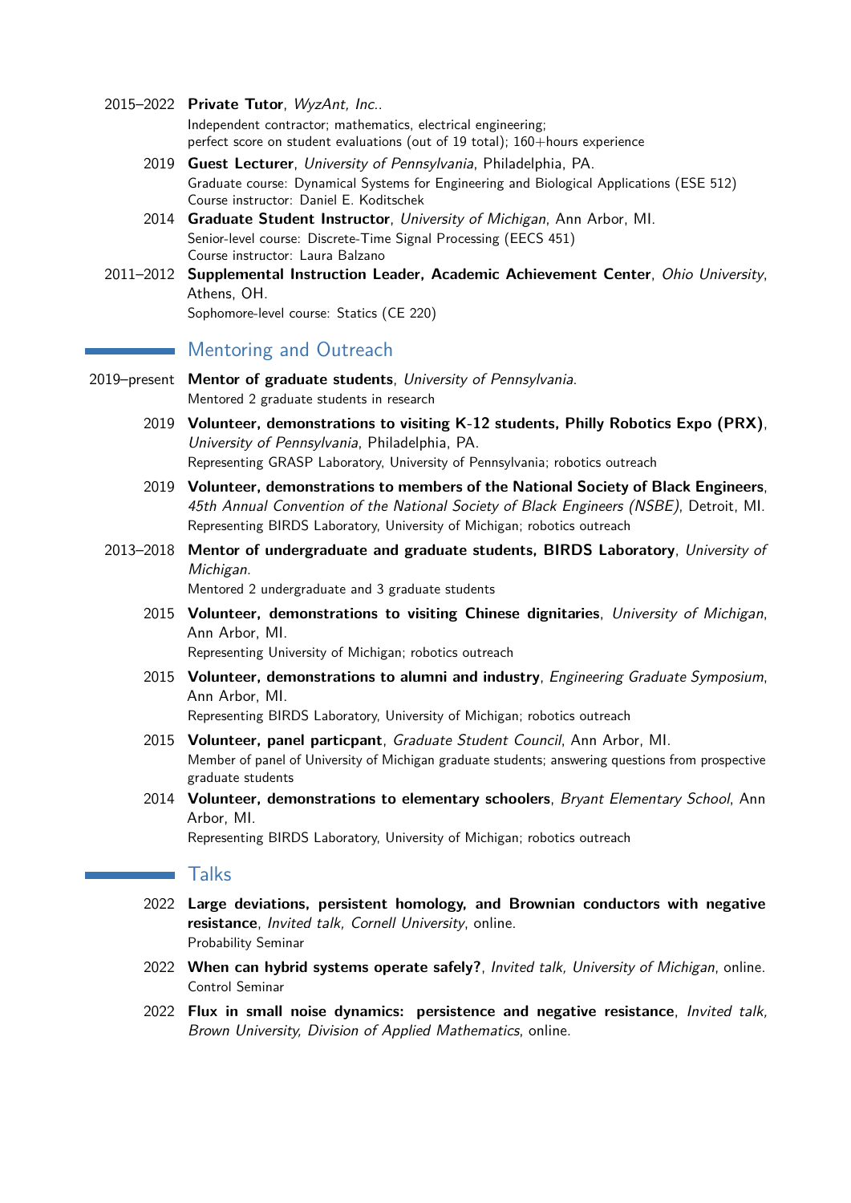2015–2022 **Private Tutor**, *WyzAnt, Inc.*.
Independent contractor; mathematics, electrical engineering;
perfect score on student evaluations (out of 19 total); 160+hours experience

2019 **Guest Lecturer**, *University of Pennsylvania*, Philadelphia, PA.
Graduate course: Dynamical Systems for Engineering and Biological Applications (ESE 512)
Course instructor: Daniel E. Koditschek

2014 **Graduate Student Instructor**, *University of Michigan*, Ann Arbor, MI.
Senior-level course: Discrete-Time Signal Processing (EECS 451)
Course instructor: Laura Balzano

2011–2012 **Supplemental Instruction Leader, Academic Achievement Center**, *Ohio University*, Athens, OH.
Sophomore-level course: Statics (CE 220)

## Mentoring and Outreach

2019–present **Mentor of graduate students**, *University of Pennsylvania*.
Mentored 2 graduate students in research

2019 **Volunteer, demonstrations to visiting K-12 students, Philly Robotics Expo (PRX)**, *University of Pennsylvania*, Philadelphia, PA.
Representing GRASP Laboratory, University of Pennsylvania; robotics outreach

2019 **Volunteer, demonstrations to members of the National Society of Black Engineers**, *45th Annual Convention of the National Society of Black Engineers (NSBE)*, Detroit, MI.
Representing BIRDS Laboratory, University of Michigan; robotics outreach

2013–2018 **Mentor of undergraduate and graduate students, BIRDS Laboratory**, *University of Michigan*.
Mentored 2 undergraduate and 3 graduate students

2015 **Volunteer, demonstrations to visiting Chinese dignitaries**, *University of Michigan*, Ann Arbor, MI.
Representing University of Michigan; robotics outreach

2015 **Volunteer, demonstrations to alumni and industry**, *Engineering Graduate Symposium*, Ann Arbor, MI.
Representing BIRDS Laboratory, University of Michigan; robotics outreach

2015 **Volunteer, panel particpant**, *Graduate Student Council*, Ann Arbor, MI.
Member of panel of University of Michigan graduate students; answering questions from prospective graduate students

2014 **Volunteer, demonstrations to elementary schoolers**, *Bryant Elementary School*, Ann Arbor, MI.
Representing BIRDS Laboratory, University of Michigan; robotics outreach

## Talks

2022 **Large deviations, persistent homology, and Brownian conductors with negative resistance**, *Invited talk, Cornell University*, online.
Probability Seminar

2022 **When can hybrid systems operate safely?**, *Invited talk, University of Michigan*, online.
Control Seminar

2022 **Flux in small noise dynamics: persistence and negative resistance**, *Invited talk, Brown University, Division of Applied Mathematics*, online.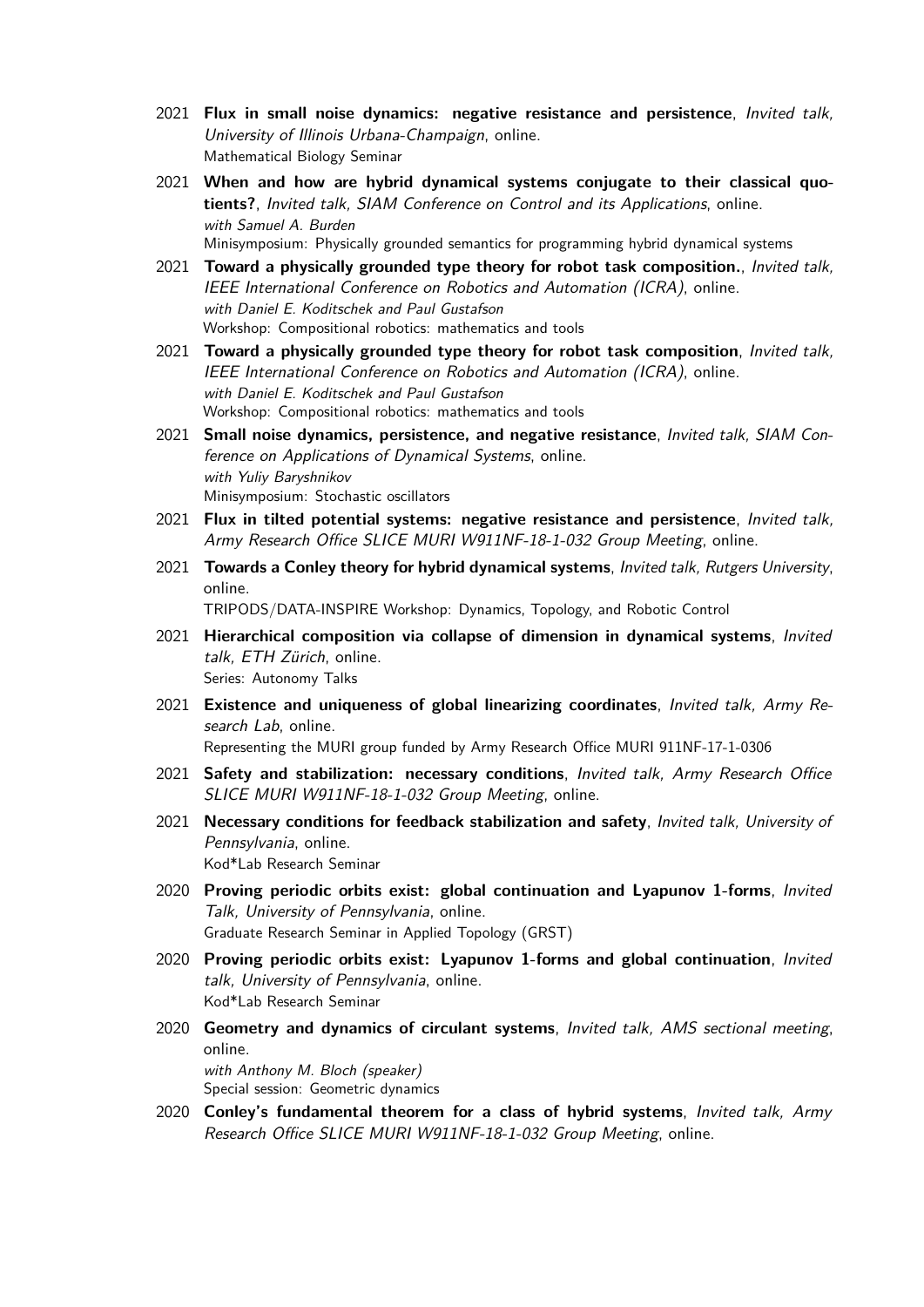2021 **Flux in small noise dynamics: negative resistance and persistence**, *Invited talk, University of Illinois Urbana-Champaign*, online.
Mathematical Biology Seminar

2021 **When and how are hybrid dynamical systems conjugate to their classical quotients?**, *Invited talk, SIAM Conference on Control and its Applications*, online.
*with Samuel A. Burden*
Minisymposium: Physically grounded semantics for programming hybrid dynamical systems

2021 **Toward a physically grounded type theory for robot task composition.**, *Invited talk, IEEE International Conference on Robotics and Automation (ICRA)*, online.
*with Daniel E. Koditschek and Paul Gustafson*
Workshop: Compositional robotics: mathematics and tools

2021 **Toward a physically grounded type theory for robot task composition**, *Invited talk, IEEE International Conference on Robotics and Automation (ICRA)*, online.
*with Daniel E. Koditschek and Paul Gustafson*
Workshop: Compositional robotics: mathematics and tools

2021 **Small noise dynamics, persistence, and negative resistance**, *Invited talk, SIAM Conference on Applications of Dynamical Systems*, online.
*with Yuliy Baryshnikov*
Minisymposium: Stochastic oscillators

2021 **Flux in tilted potential systems: negative resistance and persistence**, *Invited talk, Army Research Office SLICE MURI W911NF-18-1-032 Group Meeting*, online.

2021 **Towards a Conley theory for hybrid dynamical systems**, *Invited talk, Rutgers University*, online.
TRIPODS/DATA-INSPIRE Workshop: Dynamics, Topology, and Robotic Control

2021 **Hierarchical composition via collapse of dimension in dynamical systems**, *Invited talk, ETH Zürich*, online.
Series: Autonomy Talks

2021 **Existence and uniqueness of global linearizing coordinates**, *Invited talk, Army Research Lab*, online.
Representing the MURI group funded by Army Research Office MURI 911NF-17-1-0306

2021 **Safety and stabilization: necessary conditions**, *Invited talk, Army Research Office SLICE MURI W911NF-18-1-032 Group Meeting*, online.

2021 **Necessary conditions for feedback stabilization and safety**, *Invited talk, University of Pennsylvania*, online.
Kod*Lab Research Seminar

2020 **Proving periodic orbits exist: global continuation and Lyapunov 1-forms**, *Invited Talk, University of Pennsylvania*, online.
Graduate Research Seminar in Applied Topology (GRST)

2020 **Proving periodic orbits exist: Lyapunov 1-forms and global continuation**, *Invited talk, University of Pennsylvania*, online.
Kod*Lab Research Seminar

2020 **Geometry and dynamics of circulant systems**, *Invited talk, AMS sectional meeting*, online.
*with Anthony M. Bloch (speaker)*
Special session: Geometric dynamics

2020 **Conley's fundamental theorem for a class of hybrid systems**, *Invited talk, Army Research Office SLICE MURI W911NF-18-1-032 Group Meeting*, online.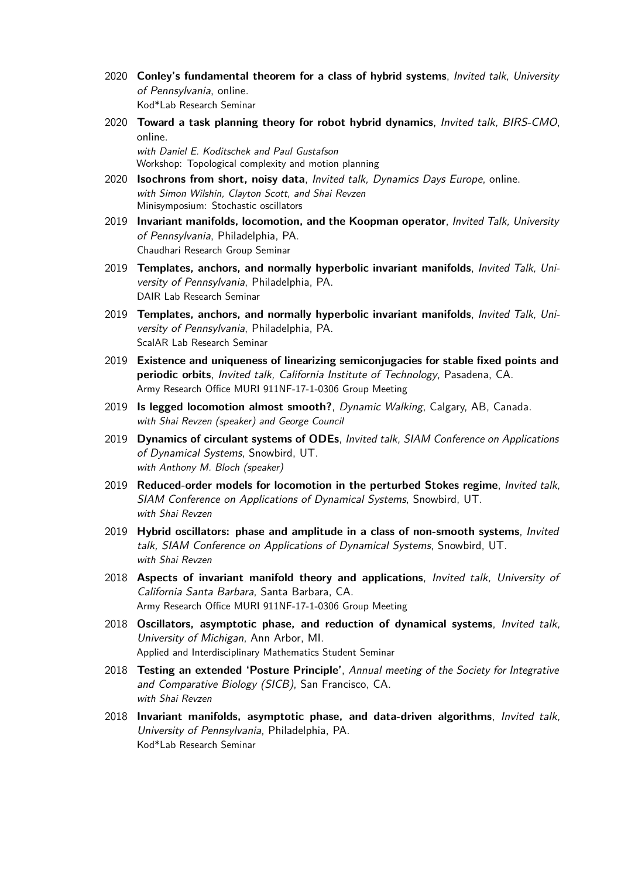2020 **Conley's fundamental theorem for a class of hybrid systems**, *Invited talk, University of Pennsylvania*, online.
Kod*Lab Research Seminar

2020 **Toward a task planning theory for robot hybrid dynamics**, *Invited talk, BIRS-CMO*, online.
*with Daniel E. Koditschek and Paul Gustafson*
Workshop: Topological complexity and motion planning

2020 **Isochrons from short, noisy data**, *Invited talk, Dynamics Days Europe*, online.
*with Simon Wilshin, Clayton Scott, and Shai Revzen*
Minisymposium: Stochastic oscillators

2019 **Invariant manifolds, locomotion, and the Koopman operator**, *Invited Talk, University of Pennsylvania*, Philadelphia, PA.
Chaudhari Research Group Seminar

2019 **Templates, anchors, and normally hyperbolic invariant manifolds**, *Invited Talk, University of Pennsylvania*, Philadelphia, PA.
DAIR Lab Research Seminar

2019 **Templates, anchors, and normally hyperbolic invariant manifolds**, *Invited Talk, University of Pennsylvania*, Philadelphia, PA.
ScalAR Lab Research Seminar

2019 **Existence and uniqueness of linearizing semiconjugacies for stable fixed points and periodic orbits**, *Invited talk, California Institute of Technology*, Pasadena, CA.
Army Research Office MURI 911NF-17-1-0306 Group Meeting

2019 **Is legged locomotion almost smooth?**, *Dynamic Walking*, Calgary, AB, Canada.
*with Shai Revzen (speaker) and George Council*

2019 **Dynamics of circulant systems of ODEs**, *Invited talk, SIAM Conference on Applications of Dynamical Systems*, Snowbird, UT.
*with Anthony M. Bloch (speaker)*

2019 **Reduced-order models for locomotion in the perturbed Stokes regime**, *Invited talk, SIAM Conference on Applications of Dynamical Systems*, Snowbird, UT.
*with Shai Revzen*

2019 **Hybrid oscillators: phase and amplitude in a class of non-smooth systems**, *Invited talk, SIAM Conference on Applications of Dynamical Systems*, Snowbird, UT.
*with Shai Revzen*

2018 **Aspects of invariant manifold theory and applications**, *Invited talk, University of California Santa Barbara*, Santa Barbara, CA.
Army Research Office MURI 911NF-17-1-0306 Group Meeting

2018 **Oscillators, asymptotic phase, and reduction of dynamical systems**, *Invited talk, University of Michigan*, Ann Arbor, MI.
Applied and Interdisciplinary Mathematics Student Seminar

2018 **Testing an extended 'Posture Principle'**, *Annual meeting of the Society for Integrative and Comparative Biology (SICB)*, San Francisco, CA.
*with Shai Revzen*

2018 **Invariant manifolds, asymptotic phase, and data-driven algorithms**, *Invited talk, University of Pennsylvania*, Philadelphia, PA.
Kod*Lab Research Seminar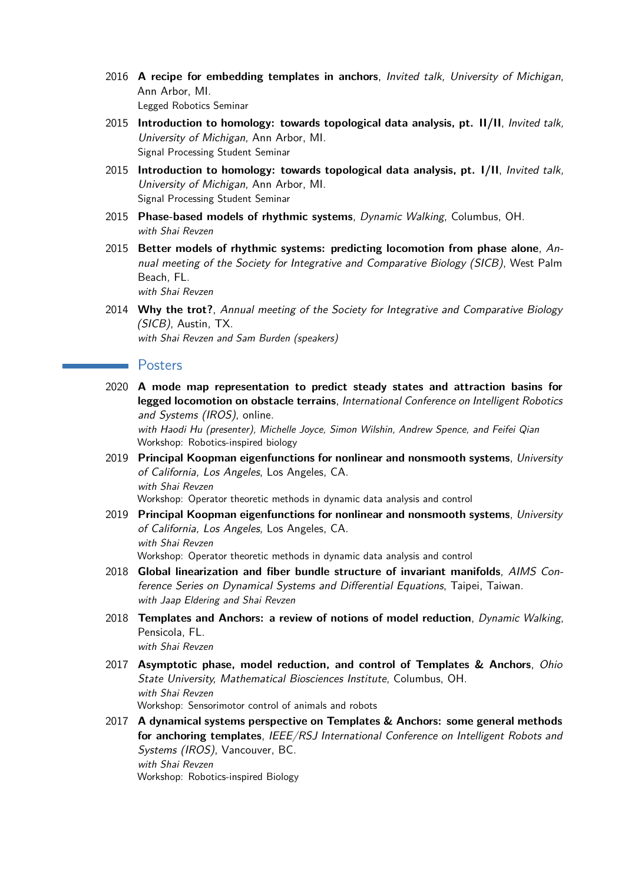2016 **A recipe for embedding templates in anchors**, *Invited talk, University of Michigan*, Ann Arbor, MI.
Legged Robotics Seminar

2015 **Introduction to homology: towards topological data analysis, pt. II/II**, *Invited talk, University of Michigan*, Ann Arbor, MI.
Signal Processing Student Seminar

2015 **Introduction to homology: towards topological data analysis, pt. I/II**, *Invited talk, University of Michigan*, Ann Arbor, MI.
Signal Processing Student Seminar

2015 **Phase-based models of rhythmic systems**, *Dynamic Walking*, Columbus, OH.
*with Shai Revzen*

2015 **Better models of rhythmic systems: predicting locomotion from phase alone**, *Annual meeting of the Society for Integrative and Comparative Biology (SICB)*, West Palm Beach, FL.
*with Shai Revzen*

2014 **Why the trot?**, *Annual meeting of the Society for Integrative and Comparative Biology (SICB)*, Austin, TX.
*with Shai Revzen and Sam Burden (speakers)*

## Posters

2020 **A mode map representation to predict steady states and attraction basins for legged locomotion on obstacle terrains**, *International Conference on Intelligent Robotics and Systems (IROS)*, online.
*with Haodi Hu (presenter), Michelle Joyce, Simon Wilshin, Andrew Spence, and Feifei Qian*
Workshop: Robotics-inspired biology

2019 **Principal Koopman eigenfunctions for nonlinear and nonsmooth systems**, *University of California, Los Angeles*, Los Angeles, CA.
*with Shai Revzen*
Workshop: Operator theoretic methods in dynamic data analysis and control

2019 **Principal Koopman eigenfunctions for nonlinear and nonsmooth systems**, *University of California, Los Angeles*, Los Angeles, CA.
*with Shai Revzen*
Workshop: Operator theoretic methods in dynamic data analysis and control

2018 **Global linearization and fiber bundle structure of invariant manifolds**, *AIMS Conference Series on Dynamical Systems and Differential Equations*, Taipei, Taiwan.
*with Jaap Eldering and Shai Revzen*

2018 **Templates and Anchors: a review of notions of model reduction**, *Dynamic Walking*, Pensicola, FL.
*with Shai Revzen*

2017 **Asymptotic phase, model reduction, and control of Templates & Anchors**, *Ohio State University, Mathematical Biosciences Institute*, Columbus, OH.
*with Shai Revzen*
Workshop: Sensorimotor control of animals and robots

2017 **A dynamical systems perspective on Templates & Anchors: some general methods for anchoring templates**, *IEEE/RSJ International Conference on Intelligent Robots and Systems (IROS)*, Vancouver, BC.
*with Shai Revzen*
Workshop: Robotics-inspired Biology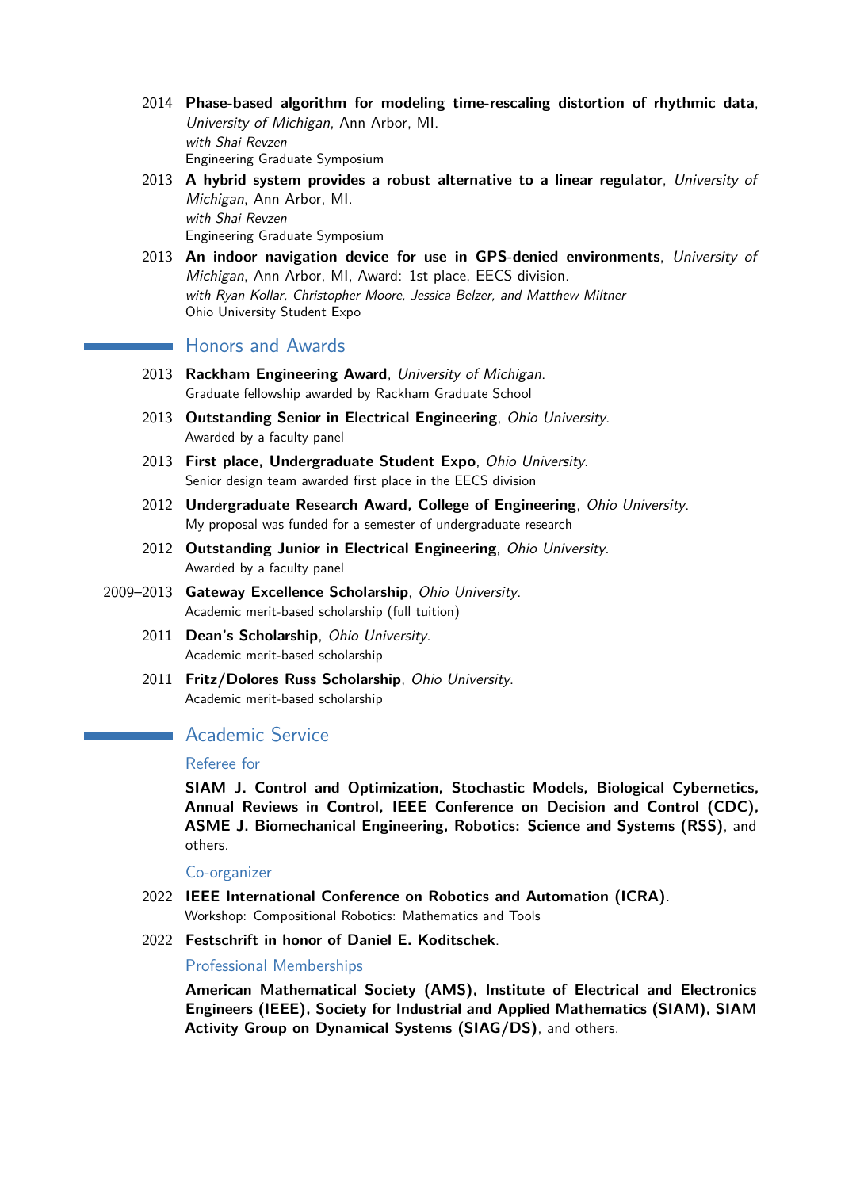2014 **Phase-based algorithm for modeling time-rescaling distortion of rhythmic data**, *University of Michigan*, Ann Arbor, MI.
*with Shai Revzen*
Engineering Graduate Symposium

2013 **A hybrid system provides a robust alternative to a linear regulator**, *University of Michigan*, Ann Arbor, MI.
*with Shai Revzen*
Engineering Graduate Symposium

2013 **An indoor navigation device for use in GPS-denied environments**, *University of Michigan*, Ann Arbor, MI, Award: 1st place, EECS division.
*with Ryan Kollar, Christopher Moore, Jessica Belzer, and Matthew Miltner*
Ohio University Student Expo

## Honors and Awards

2013 **Rackham Engineering Award**, *University of Michigan*.
Graduate fellowship awarded by Rackham Graduate School

2013 **Outstanding Senior in Electrical Engineering**, *Ohio University*.
Awarded by a faculty panel

2013 **First place, Undergraduate Student Expo**, *Ohio University*.
Senior design team awarded first place in the EECS division

2012 **Undergraduate Research Award, College of Engineering**, *Ohio University*.
My proposal was funded for a semester of undergraduate research

2012 **Outstanding Junior in Electrical Engineering**, *Ohio University*.
Awarded by a faculty panel

2009–2013 **Gateway Excellence Scholarship**, *Ohio University*.
Academic merit-based scholarship (full tuition)

2011 **Dean's Scholarship**, *Ohio University*.
Academic merit-based scholarship

2011 **Fritz/Dolores Russ Scholarship**, *Ohio University*.
Academic merit-based scholarship

## Academic Service

### Referee for

**SIAM J. Control and Optimization, Stochastic Models, Biological Cybernetics, Annual Reviews in Control, IEEE Conference on Decision and Control (CDC), ASME J. Biomechanical Engineering, Robotics: Science and Systems (RSS)**, and others.

### Co-organizer

2022 **IEEE International Conference on Robotics and Automation (ICRA)**.
Workshop: Compositional Robotics: Mathematics and Tools

2022 **Festschrift in honor of Daniel E. Koditschek**.

### Professional Memberships

**American Mathematical Society (AMS), Institute of Electrical and Electronics Engineers (IEEE), Society for Industrial and Applied Mathematics (SIAM), SIAM Activity Group on Dynamical Systems (SIAG/DS)**, and others.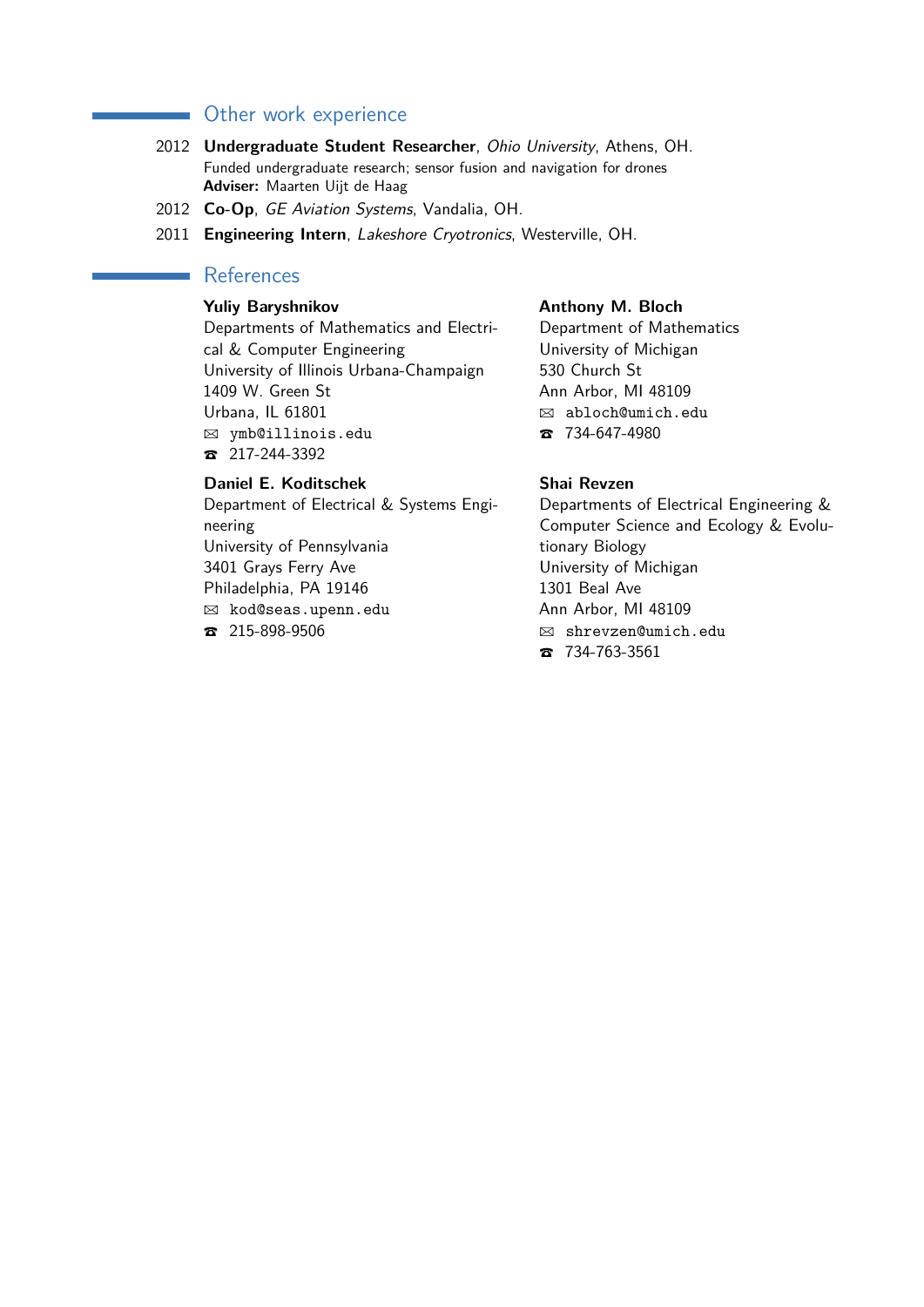## Other work experience

2012 **Undergraduate Student Researcher**, *Ohio University*, Athens, OH.
Funded undergraduate research; sensor fusion and navigation for drones
**Adviser:** Maarten Uijt de Haag

2012 **Co-Op**, *GE Aviation Systems*, Vandalia, OH.

2011 **Engineering Intern**, *Lakeshore Cryotronics*, Westerville, OH.

## References

**Yuliy Baryshnikov**
Departments of Mathematics and Electrical & Computer Engineering
University of Illinois Urbana-Champaign
1409 W. Green St
Urbana, IL 61801
✉ ymb@illinois.edu
☎ 217-244-3392

**Anthony M. Bloch**
Department of Mathematics
University of Michigan
530 Church St
Ann Arbor, MI 48109
✉ abloch@umich.edu
☎ 734-647-4980

**Daniel E. Koditschek**
Department of Electrical & Systems Engineering
University of Pennsylvania
3401 Grays Ferry Ave
Philadelphia, PA 19146
✉ kod@seas.upenn.edu
☎ 215-898-9506

**Shai Revzen**
Departments of Electrical Engineering & Computer Science and Ecology & Evolutionary Biology
University of Michigan
1301 Beal Ave
Ann Arbor, MI 48109
✉ shrevzen@umich.edu
☎ 734-763-3561